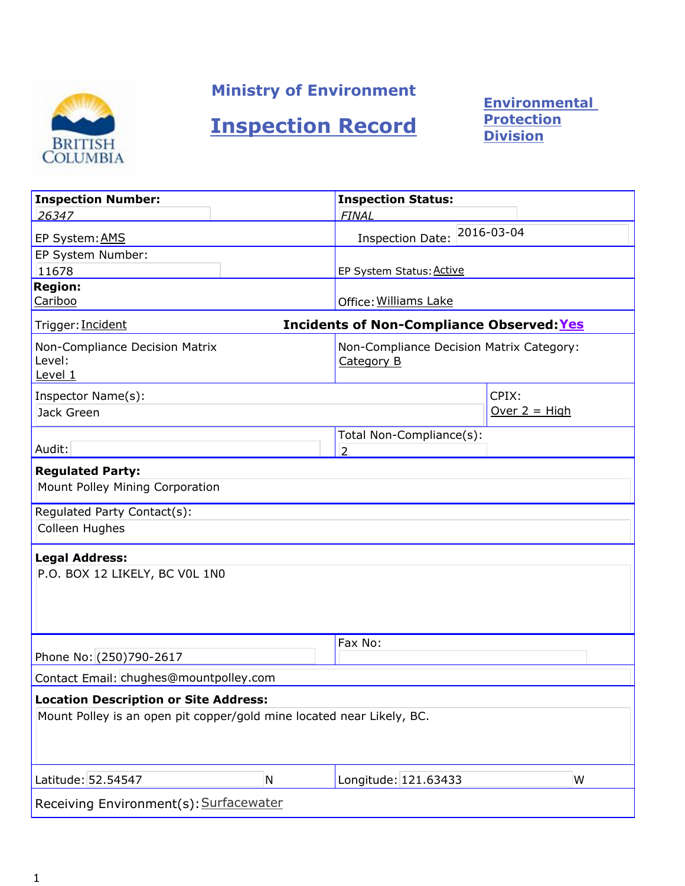# Ministry of Environment

# Inspection Record

**Environmental Protection Division**

| | |
|---|---|
| **Inspection Number:** 26347 | **Inspection Status:** FINAL |
| EP System: AMS | Inspection Date: 2016-03-04 |
| EP System Number: 11678 | EP System Status: Active |
| **Region:** Cariboo | Office: Williams Lake |
| Trigger: Incident | **Incidents of Non-Compliance Observed: Yes** |
| Non-Compliance Decision Matrix Level: Level 1 | Non-Compliance Decision Matrix Category: Category B |
| Inspector Name(s): Jack Green | CPIX: Over 2 = High |
| Audit: | Total Non-Compliance(s): 2 |

**Regulated Party:**
Mount Polley Mining Corporation

Regulated Party Contact(s):
Colleen Hughes

**Legal Address:**
P.O. BOX 12 LIKELY, BC V0L 1N0

| | |
|---|---|
| Phone No: (250)790-2617 | Fax No: |

Contact Email: chughes@mountpolley.com

**Location Description or Site Address:**
Mount Polley is an open pit copper/gold mine located near Likely, BC.

| | |
|---|---|
| Latitude: 52.54547 N | Longitude: 121.63433 W |

Receiving Environment(s): Surfacewater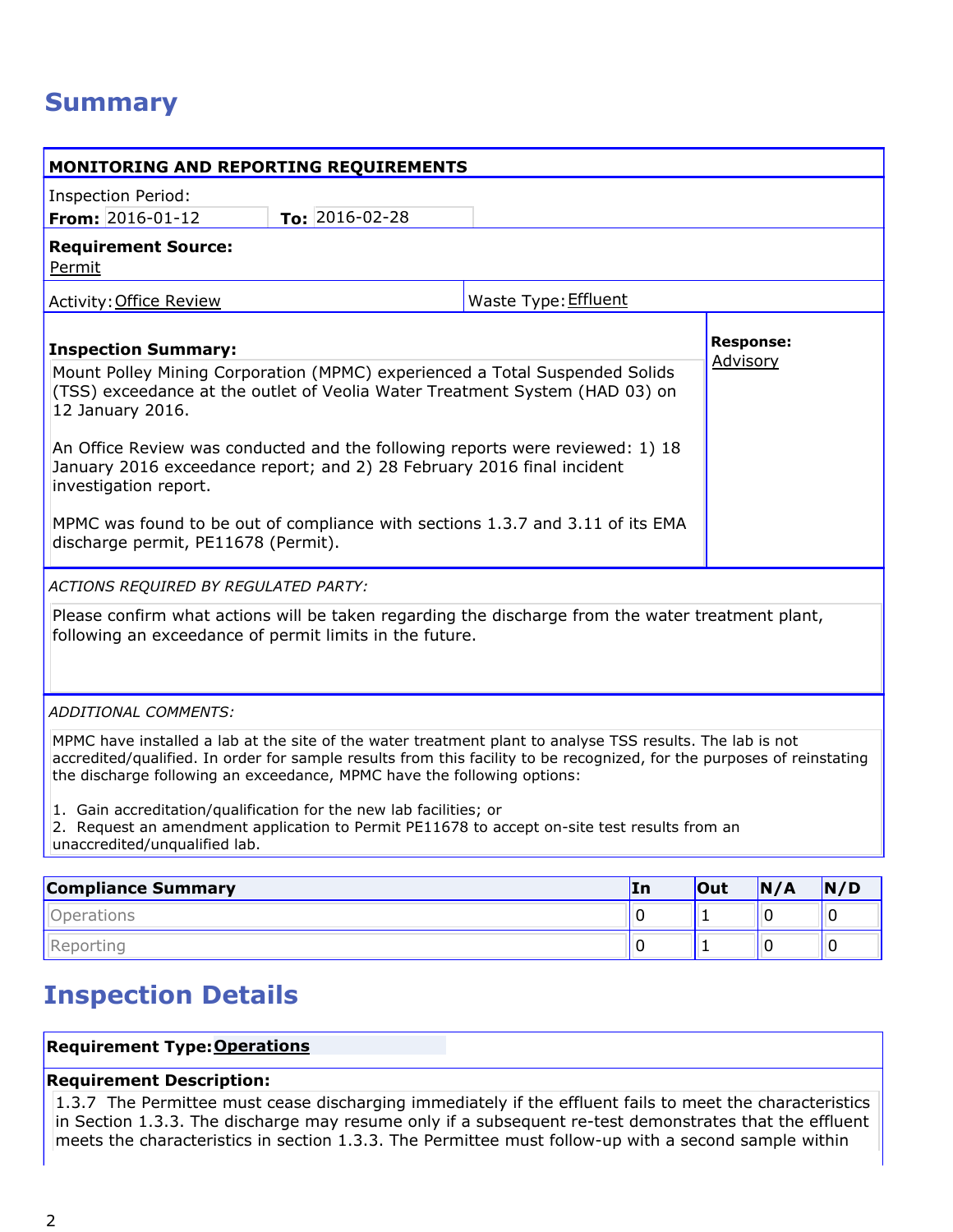## Summary

**MONITORING AND REPORTING REQUIREMENTS**

Inspection Period:
**From:** 2016-01-12 **To:** 2016-02-28

**Requirement Source:**
Permit

Activity: Office Review | Waste Type: Effluent

**Inspection Summary:**

Mount Polley Mining Corporation (MPMC) experienced a Total Suspended Solids (TSS) exceedance at the outlet of Veolia Water Treatment System (HAD 03) on 12 January 2016.

An Office Review was conducted and the following reports were reviewed: 1) 18 January 2016 exceedance report; and 2) 28 February 2016 final incident investigation report.

MPMC was found to be out of compliance with sections 1.3.7 and 3.11 of its EMA discharge permit, PE11678 (Permit).

**Response:** Advisory

*ACTIONS REQUIRED BY REGULATED PARTY:*

Please confirm what actions will be taken regarding the discharge from the water treatment plant, following an exceedance of permit limits in the future.

*ADDITIONAL COMMENTS:*

MPMC have installed a lab at the site of the water treatment plant to analyse TSS results. The lab is not accredited/qualified. In order for sample results from this facility to be recognized, for the purposes of reinstating the discharge following an exceedance, MPMC have the following options:

1. Gain accreditation/qualification for the new lab facilities; or
2. Request an amendment application to Permit PE11678 to accept on-site test results from an unaccredited/unqualified lab.

| Compliance Summary | In | Out | N/A | N/D |
|---|---|---|---|---|
| Operations | 0 | 1 | 0 | 0 |
| Reporting | 0 | 1 | 0 | 0 |

## Inspection Details

**Requirement Type:** Operations

**Requirement Description:**

1.3.7 The Permittee must cease discharging immediately if the effluent fails to meet the characteristics in Section 1.3.3. The discharge may resume only if a subsequent re-test demonstrates that the effluent meets the characteristics in section 1.3.3. The Permittee must follow-up with a second sample within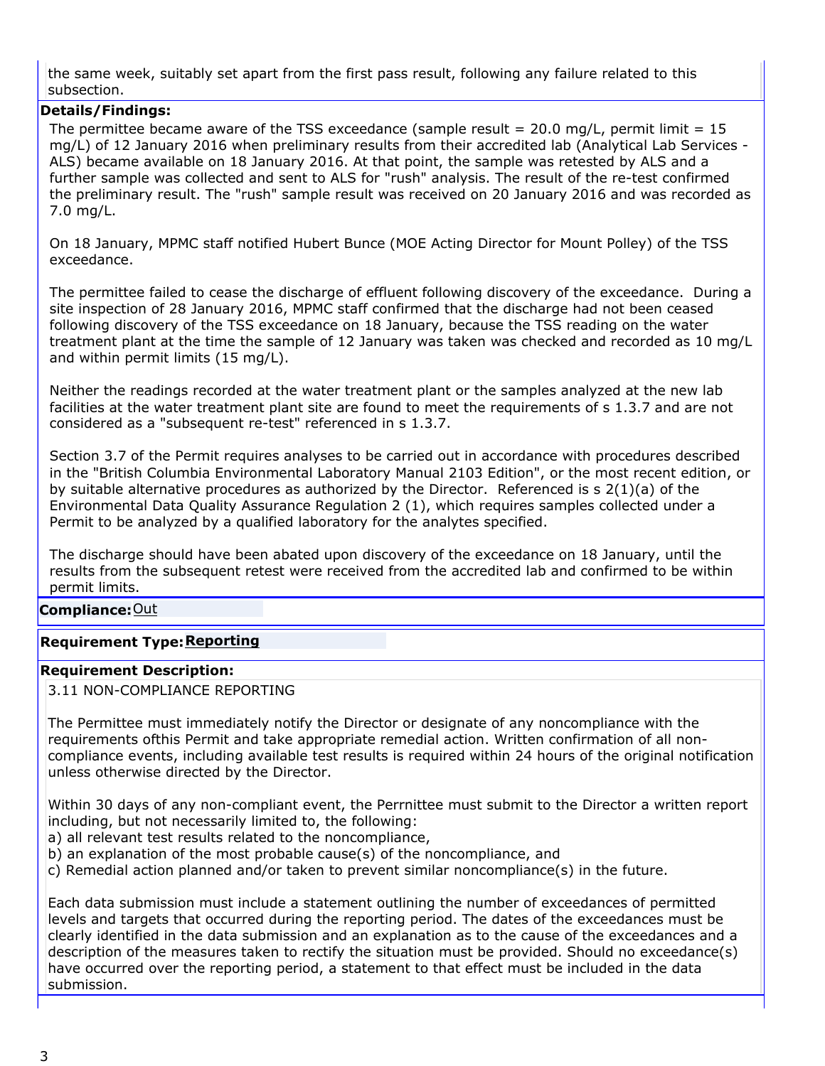the same week, suitably set apart from the first pass result, following any failure related to this subsection.

**Details/Findings:**

The permittee became aware of the TSS exceedance (sample result = 20.0 mg/L, permit limit = 15 mg/L) of 12 January 2016 when preliminary results from their accredited lab (Analytical Lab Services - ALS) became available on 18 January 2016. At that point, the sample was retested by ALS and a further sample was collected and sent to ALS for "rush" analysis. The result of the re-test confirmed the preliminary result. The "rush" sample result was received on 20 January 2016 and was recorded as 7.0 mg/L.

On 18 January, MPMC staff notified Hubert Bunce (MOE Acting Director for Mount Polley) of the TSS exceedance.

The permittee failed to cease the discharge of effluent following discovery of the exceedance. During a site inspection of 28 January 2016, MPMC staff confirmed that the discharge had not been ceased following discovery of the TSS exceedance on 18 January, because the TSS reading on the water treatment plant at the time the sample of 12 January was taken was checked and recorded as 10 mg/L and within permit limits (15 mg/L).

Neither the readings recorded at the water treatment plant or the samples analyzed at the new lab facilities at the water treatment plant site are found to meet the requirements of s 1.3.7 and are not considered as a "subsequent re-test" referenced in s 1.3.7.

Section 3.7 of the Permit requires analyses to be carried out in accordance with procedures described in the "British Columbia Environmental Laboratory Manual 2103 Edition", or the most recent edition, or by suitable alternative procedures as authorized by the Director. Referenced is s 2(1)(a) of the Environmental Data Quality Assurance Regulation 2 (1), which requires samples collected under a Permit to be analyzed by a qualified laboratory for the analytes specified.

The discharge should have been abated upon discovery of the exceedance on 18 January, until the results from the subsequent retest were received from the accredited lab and confirmed to be within permit limits.

**Compliance:** Out

**Requirement Type:** **Reporting**

**Requirement Description:**

3.11 NON-COMPLIANCE REPORTING

The Permittee must immediately notify the Director or designate of any noncompliance with the requirements ofthis Permit and take appropriate remedial action. Written confirmation of all non-compliance events, including available test results is required within 24 hours of the original notification unless otherwise directed by the Director.

Within 30 days of any non-compliant event, the Perrnittee must submit to the Director a written report including, but not necessarily limited to, the following:

a) all relevant test results related to the noncompliance,
b) an explanation of the most probable cause(s) of the noncompliance, and
c) Remedial action planned and/or taken to prevent similar noncompliance(s) in the future.

Each data submission must include a statement outlining the number of exceedances of permitted levels and targets that occurred during the reporting period. The dates of the exceedances must be clearly identified in the data submission and an explanation as to the cause of the exceedances and a description of the measures taken to rectify the situation must be provided. Should no exceedance(s) have occurred over the reporting period, a statement to that effect must be included in the data submission.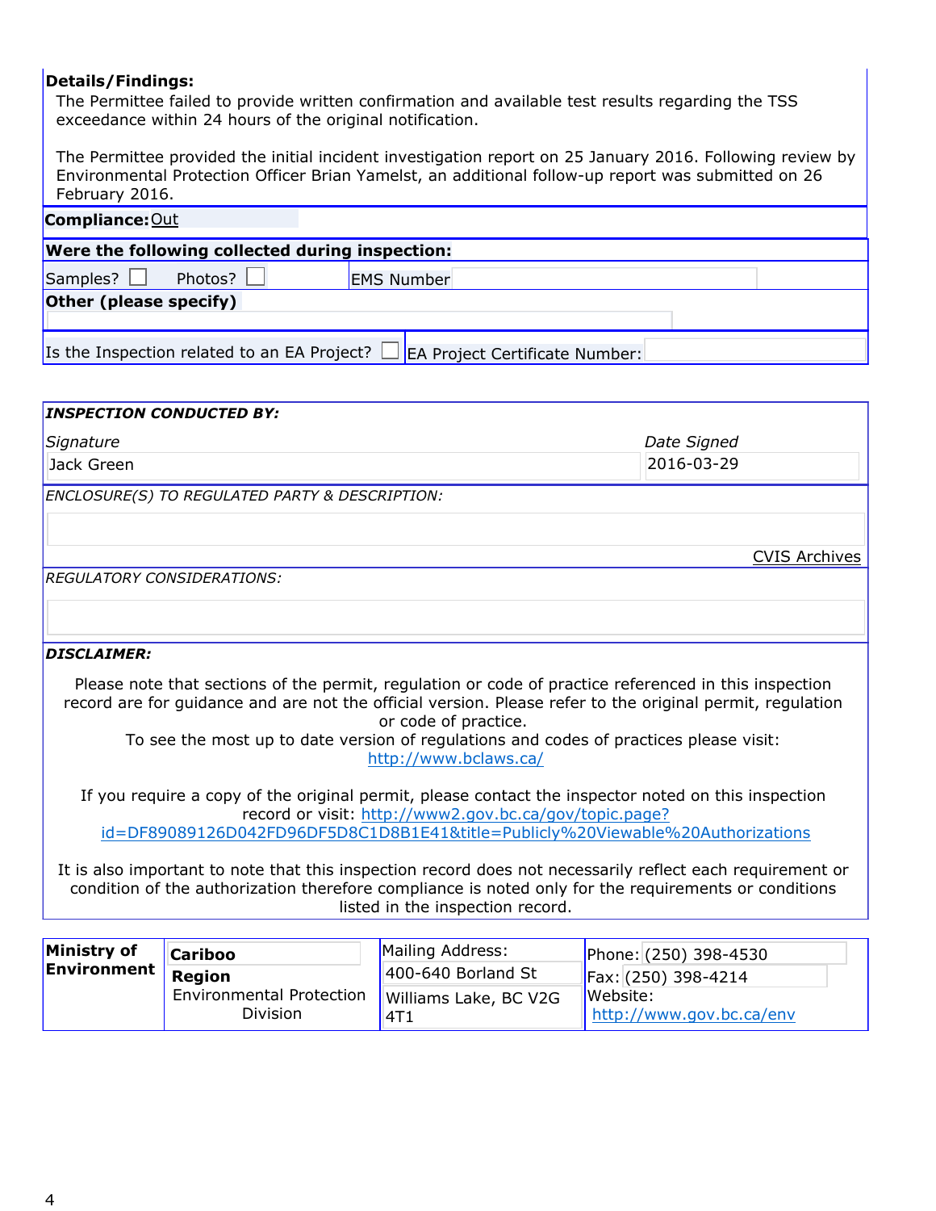**Details/Findings:**

The Permittee failed to provide written confirmation and available test results regarding the TSS exceedance within 24 hours of the original notification.

The Permittee provided the initial incident investigation report on 25 January 2016. Following review by Environmental Protection Officer Brian Yamelst, an additional follow-up report was submitted on 26 February 2016.

**Compliance:** Out

**Were the following collected during inspection:**

Samples? ☐ Photos? ☐ EMS Number

**Other (please specify)**

Is the Inspection related to an EA Project? ☐ EA Project Certificate Number:

***INSPECTION CONDUCTED BY:***

| *Signature* | *Date Signed* |
| --- | --- |
| Jack Green | 2016-03-29 |

*ENCLOSURE(S) TO REGULATED PARTY & DESCRIPTION:*

CVIS Archives

*REGULATORY CONSIDERATIONS:*

***DISCLAIMER:***

Please note that sections of the permit, regulation or code of practice referenced in this inspection record are for guidance and are not the official version. Please refer to the original permit, regulation or code of practice.
To see the most up to date version of regulations and codes of practices please visit:
http://www.bclaws.ca/

If you require a copy of the original permit, please contact the inspector noted on this inspection record or visit: http://www2.gov.bc.ca/gov/topic.page?id=DF89089126D042FD96DF5D8C1D8B1E41&title=Publicly%20Viewable%20Authorizations

It is also important to note that this inspection record does not necessarily reflect each requirement or condition of the authorization therefore compliance is noted only for the requirements or conditions listed in the inspection record.

| | | | |
| --- | --- | --- | --- |
| **Ministry of Environment** | **Cariboo Region** Environmental Protection Division | Mailing Address: 400-640 Borland St Williams Lake, BC V2G 4T1 | Phone: (250) 398-4530 Fax: (250) 398-4214 Website: http://www.gov.bc.ca/env |